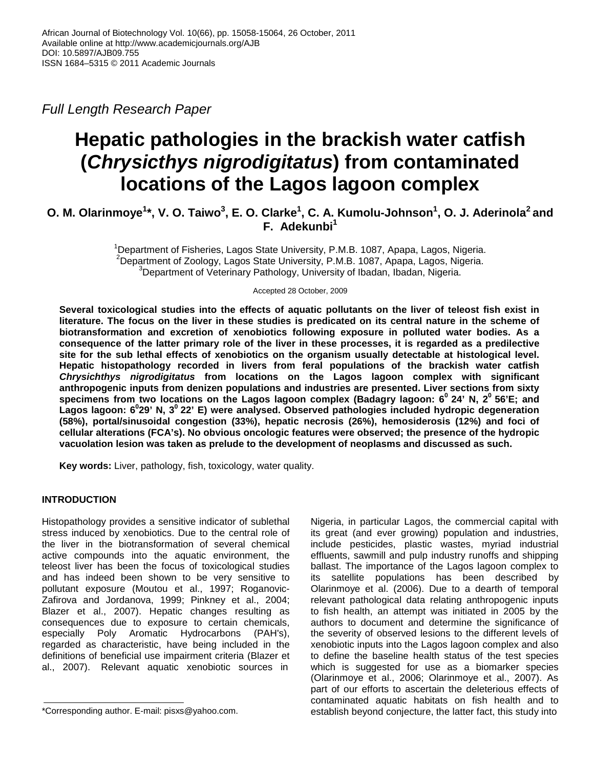African Journal of Biotechnology Vol. 10(66), pp. 15058-15064, 26 October, 2011
Available online at http://www.academicjournals.org/AJB
DOI: 10.5897/AJB09.755
ISSN 1684–5315 © 2011 Academic Journals

*Full Length Research Paper*

# Hepatic pathologies in the brackish water catfish (*Chrysicthys nigrodigitatus*) from contaminated locations of the Lagos lagoon complex

**O. M. Olarinmoye[1]*, V. O. Taiwo[3], E. O. Clarke[1], C. A. Kumolu-Johnson[1], O. J. Aderinola[2] and F. Adekunbi[1]**

[1]Department of Fisheries, Lagos State University, P.M.B. 1087, Apapa, Lagos, Nigeria.
[2]Department of Zoology, Lagos State University, P.M.B. 1087, Apapa, Lagos, Nigeria.
[3]Department of Veterinary Pathology, University of Ibadan, Ibadan, Nigeria.

Accepted 28 October, 2009

**Several toxicological studies into the effects of aquatic pollutants on the liver of teleost fish exist in literature. The focus on the liver in these studies is predicated on its central nature in the scheme of biotransformation and excretion of xenobiotics following exposure in polluted water bodies. As a consequence of the latter primary role of the liver in these processes, it is regarded as a predilective site for the sub lethal effects of xenobiotics on the organism usually detectable at histological level. Hepatic histopathology recorded in livers from feral populations of the brackish water catfish *Chrysichthys nigrodigitatus* from locations on the Lagos lagoon complex with significant anthropogenic inputs from denizen populations and industries are presented. Liver sections from sixty specimens from two locations on the Lagos lagoon complex (Badagry lagoon: $6^0$ 24' N, $2^0$ 56'E; and Lagos lagoon: $6^0$29' N, $3^0$ 22' E) were analysed. Observed pathologies included hydropic degeneration (58%), portal/sinusoidal congestion (33%), hepatic necrosis (26%), hemosiderosis (12%) and foci of cellular alterations (FCA's). No obvious oncologic features were observed; the presence of the hydropic vacuolation lesion was taken as prelude to the development of neoplasms and discussed as such.**

**Key words:** Liver, pathology, fish, toxicology, water quality.

## INTRODUCTION

Histopathology provides a sensitive indicator of sublethal stress induced by xenobiotics. Due to the central role of the liver in the biotransformation of several chemical active compounds into the aquatic environment, the teleost liver has been the focus of toxicological studies and has indeed been shown to be very sensitive to pollutant exposure (Moutou et al., 1997; Roganovic-Zafirova and Jordanova, 1999; Pinkney et al., 2004; Blazer et al., 2007). Hepatic changes resulting as consequences due to exposure to certain chemicals, especially Poly Aromatic Hydrocarbons (PAH's), regarded as characteristic, have being included in the definitions of beneficial use impairment criteria (Blazer et al., 2007). Relevant aquatic xenobiotic sources in Nigeria, in particular Lagos, the commercial capital with its great (and ever growing) population and industries, include pesticides, plastic wastes, myriad industrial effluents, sawmill and pulp industry runoffs and shipping ballast. The importance of the Lagos lagoon complex to its satellite populations has been described by Olarinmoye et al. (2006). Due to a dearth of temporal relevant pathological data relating anthropogenic inputs to fish health, an attempt was initiated in 2005 by the authors to document and determine the significance of the severity of observed lesions to the different levels of xenobiotic inputs into the Lagos lagoon complex and also to define the baseline health status of the test species which is suggested for use as a biomarker species (Olarinmoye et al., 2006; Olarinmoye et al., 2007). As part of our efforts to ascertain the deleterious effects of contaminated aquatic habitats on fish health and to establish beyond conjecture, the latter fact, this study into

*Corresponding author. E-mail: pisxs@yahoo.com.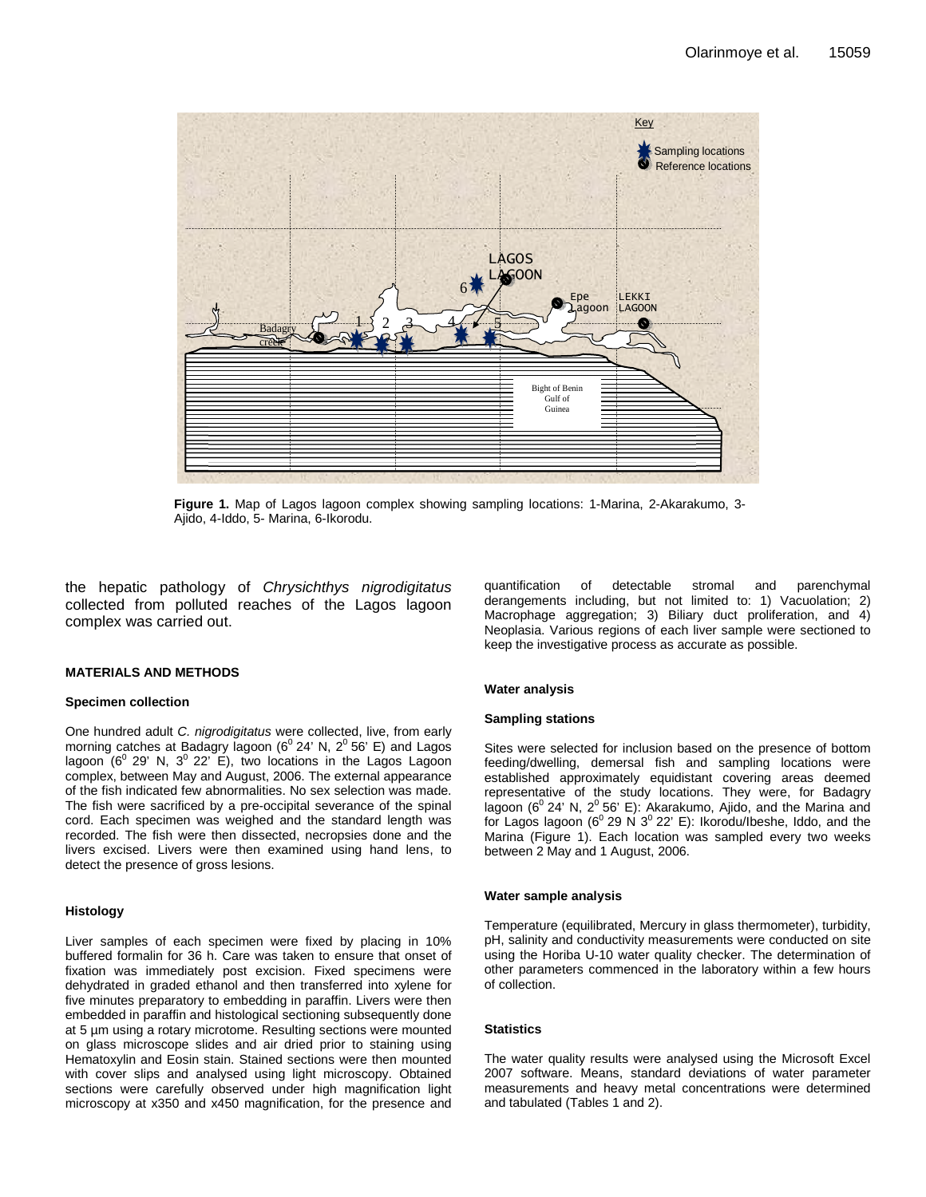**Figure 1.** Map of Lagos lagoon complex showing sampling locations: 1-Marina, 2-Akarakumo, 3-Ajido, 4-Iddo, 5- Marina, 6-Ikorodu.

the hepatic pathology of *Chrysichthys nigrodigitatus* collected from polluted reaches of the Lagos lagoon complex was carried out.

## MATERIALS AND METHODS

### Specimen collection

One hundred adult *C. nigrodigitatus* were collected, live, from early morning catches at Badagry lagoon ($6^0$ 24' N, $2^0$ 56' E) and Lagos lagoon ($6^0$ 29' N, $3^0$ 22' E), two locations in the Lagos Lagoon complex, between May and August, 2006. The external appearance of the fish indicated few abnormalities. No sex selection was made. The fish were sacrificed by a pre-occipital severance of the spinal cord. Each specimen was weighed and the standard length was recorded. The fish were then dissected, necropsies done and the livers excised. Livers were then examined using hand lens, to detect the presence of gross lesions.

### Histology

Liver samples of each specimen were fixed by placing in 10% buffered formalin for 36 h. Care was taken to ensure that onset of fixation was immediately post excision. Fixed specimens were dehydrated in graded ethanol and then transferred into xylene for five minutes preparatory to embedding in paraffin. Livers were then embedded in paraffin and histological sectioning subsequently done at 5 µm using a rotary microtome. Resulting sections were mounted on glass microscope slides and air dried prior to staining using Hematoxylin and Eosin stain. Stained sections were then mounted with cover slips and analysed using light microscopy. Obtained sections were carefully observed under high magnification light microscopy at x350 and x450 magnification, for the presence and quantification of detectable stromal and parenchymal derangements including, but not limited to: 1) Vacuolation; 2) Macrophage aggregation; 3) Biliary duct proliferation, and 4) Neoplasia. Various regions of each liver sample were sectioned to keep the investigative process as accurate as possible.

### Water analysis

### Sampling stations

Sites were selected for inclusion based on the presence of bottom feeding/dwelling, demersal fish and sampling locations were established approximately equidistant covering areas deemed representative of the study locations. They were, for Badagry lagoon ($6^0$ 24' N, $2^0$ 56' E): Akarakumo, Ajido, and the Marina and for Lagos lagoon ($6^0$ 29 N $3^0$ 22' E): Ikorodu/Ibeshe, Iddo, and the Marina (Figure 1). Each location was sampled every two weeks between 2 May and 1 August, 2006.

### Water sample analysis

Temperature (equilibrated, Mercury in glass thermometer), turbidity, pH, salinity and conductivity measurements were conducted on site using the Horiba U-10 water quality checker. The determination of other parameters commenced in the laboratory within a few hours of collection.

### Statistics

The water quality results were analysed using the Microsoft Excel 2007 software. Means, standard deviations of water parameter measurements and heavy metal concentrations were determined and tabulated (Tables 1 and 2).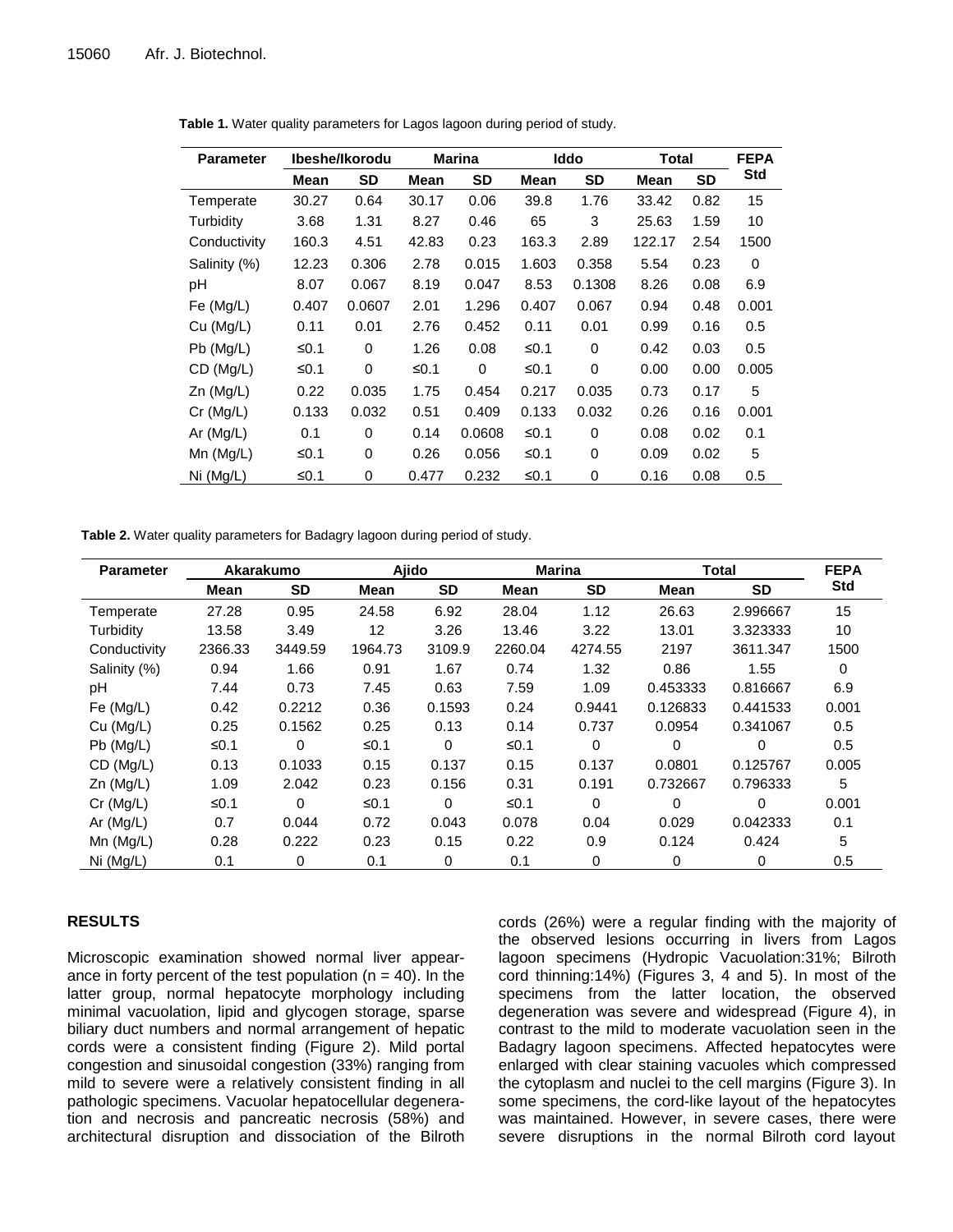**Table 1.** Water quality parameters for Lagos lagoon during period of study.

| Parameter | Ibeshe/Ikorodu | | Marina | | Iddo | | Total | | FEPA Std |
|---|---|---|---|---|---|---|---|---|---|
| | Mean | SD | Mean | SD | Mean | SD | Mean | SD | |
| Temperate | 30.27 | 0.64 | 30.17 | 0.06 | 39.8 | 1.76 | 33.42 | 0.82 | 15 |
| Turbidity | 3.68 | 1.31 | 8.27 | 0.46 | 65 | 3 | 25.63 | 1.59 | 10 |
| Conductivity | 160.3 | 4.51 | 42.83 | 0.23 | 163.3 | 2.89 | 122.17 | 2.54 | 1500 |
| Salinity (%) | 12.23 | 0.306 | 2.78 | 0.015 | 1.603 | 0.358 | 5.54 | 0.23 | 0 |
| pH | 8.07 | 0.067 | 8.19 | 0.047 | 8.53 | 0.1308 | 8.26 | 0.08 | 6.9 |
| Fe (Mg/L) | 0.407 | 0.0607 | 2.01 | 1.296 | 0.407 | 0.067 | 0.94 | 0.48 | 0.001 |
| Cu (Mg/L) | 0.11 | 0.01 | 2.76 | 0.452 | 0.11 | 0.01 | 0.99 | 0.16 | 0.5 |
| Pb (Mg/L) | ≤0.1 | 0 | 1.26 | 0.08 | ≤0.1 | 0 | 0.42 | 0.03 | 0.5 |
| CD (Mg/L) | ≤0.1 | 0 | ≤0.1 | 0 | ≤0.1 | 0 | 0.00 | 0.00 | 0.005 |
| Zn (Mg/L) | 0.22 | 0.035 | 1.75 | 0.454 | 0.217 | 0.035 | 0.73 | 0.17 | 5 |
| Cr (Mg/L) | 0.133 | 0.032 | 0.51 | 0.409 | 0.133 | 0.032 | 0.26 | 0.16 | 0.001 |
| Ar (Mg/L) | 0.1 | 0 | 0.14 | 0.0608 | ≤0.1 | 0 | 0.08 | 0.02 | 0.1 |
| Mn (Mg/L) | ≤0.1 | 0 | 0.26 | 0.056 | ≤0.1 | 0 | 0.09 | 0.02 | 5 |
| Ni (Mg/L) | ≤0.1 | 0 | 0.477 | 0.232 | ≤0.1 | 0 | 0.16 | 0.08 | 0.5 |

**Table 2.** Water quality parameters for Badagry lagoon during period of study.

| Parameter | Akarakumo | | Ajido | | Marina | | Total | | FEPA Std |
|---|---|---|---|---|---|---|---|---|---|
| | Mean | SD | Mean | SD | Mean | SD | Mean | SD | |
| Temperate | 27.28 | 0.95 | 24.58 | 6.92 | 28.04 | 1.12 | 26.63 | 2.996667 | 15 |
| Turbidity | 13.58 | 3.49 | 12 | 3.26 | 13.46 | 3.22 | 13.01 | 3.323333 | 10 |
| Conductivity | 2366.33 | 3449.59 | 1964.73 | 3109.9 | 2260.04 | 4274.55 | 2197 | 3611.347 | 1500 |
| Salinity (%) | 0.94 | 1.66 | 0.91 | 1.67 | 0.74 | 1.32 | 0.86 | 1.55 | 0 |
| pH | 7.44 | 0.73 | 7.45 | 0.63 | 7.59 | 1.09 | 0.453333 | 0.816667 | 6.9 |
| Fe (Mg/L) | 0.42 | 0.2212 | 0.36 | 0.1593 | 0.24 | 0.9441 | 0.126833 | 0.441533 | 0.001 |
| Cu (Mg/L) | 0.25 | 0.1562 | 0.25 | 0.13 | 0.14 | 0.737 | 0.0954 | 0.341067 | 0.5 |
| Pb (Mg/L) | ≤0.1 | 0 | ≤0.1 | 0 | ≤0.1 | 0 | 0 | 0 | 0.5 |
| CD (Mg/L) | 0.13 | 0.1033 | 0.15 | 0.137 | 0.15 | 0.137 | 0.0801 | 0.125767 | 0.005 |
| Zn (Mg/L) | 1.09 | 2.042 | 0.23 | 0.156 | 0.31 | 0.191 | 0.732667 | 0.796333 | 5 |
| Cr (Mg/L) | ≤0.1 | 0 | ≤0.1 | 0 | ≤0.1 | 0 | 0 | 0 | 0.001 |
| Ar (Mg/L) | 0.7 | 0.044 | 0.72 | 0.043 | 0.078 | 0.04 | 0.029 | 0.042333 | 0.1 |
| Mn (Mg/L) | 0.28 | 0.222 | 0.23 | 0.15 | 0.22 | 0.9 | 0.124 | 0.424 | 5 |
| Ni (Mg/L) | 0.1 | 0 | 0.1 | 0 | 0.1 | 0 | 0 | 0 | 0.5 |

## RESULTS

Microscopic examination showed normal liver appearance in forty percent of the test population (n = 40). In the latter group, normal hepatocyte morphology including minimal vacuolation, lipid and glycogen storage, sparse biliary duct numbers and normal arrangement of hepatic cords were a consistent finding (Figure 2). Mild portal congestion and sinusoidal congestion (33%) ranging from mild to severe were a relatively consistent finding in all pathologic specimens. Vacuolar hepatocellular degeneration and necrosis and pancreatic necrosis (58%) and architectural disruption and dissociation of the Bilroth cords (26%) were a regular finding with the majority of the observed lesions occurring in livers from Lagos lagoon specimens (Hydropic Vacuolation:31%; Bilroth cord thinning:14%) (Figures 3, 4 and 5). In most of the specimens from the latter location, the observed degeneration was severe and widespread (Figure 4), in contrast to the mild to moderate vacuolation seen in the Badagry lagoon specimens. Affected hepatocytes were enlarged with clear staining vacuoles which compressed the cytoplasm and nuclei to the cell margins (Figure 3). In some specimens, the cord-like layout of the hepatocytes was maintained. However, in severe cases, there were severe disruptions in the normal Bilroth cord layout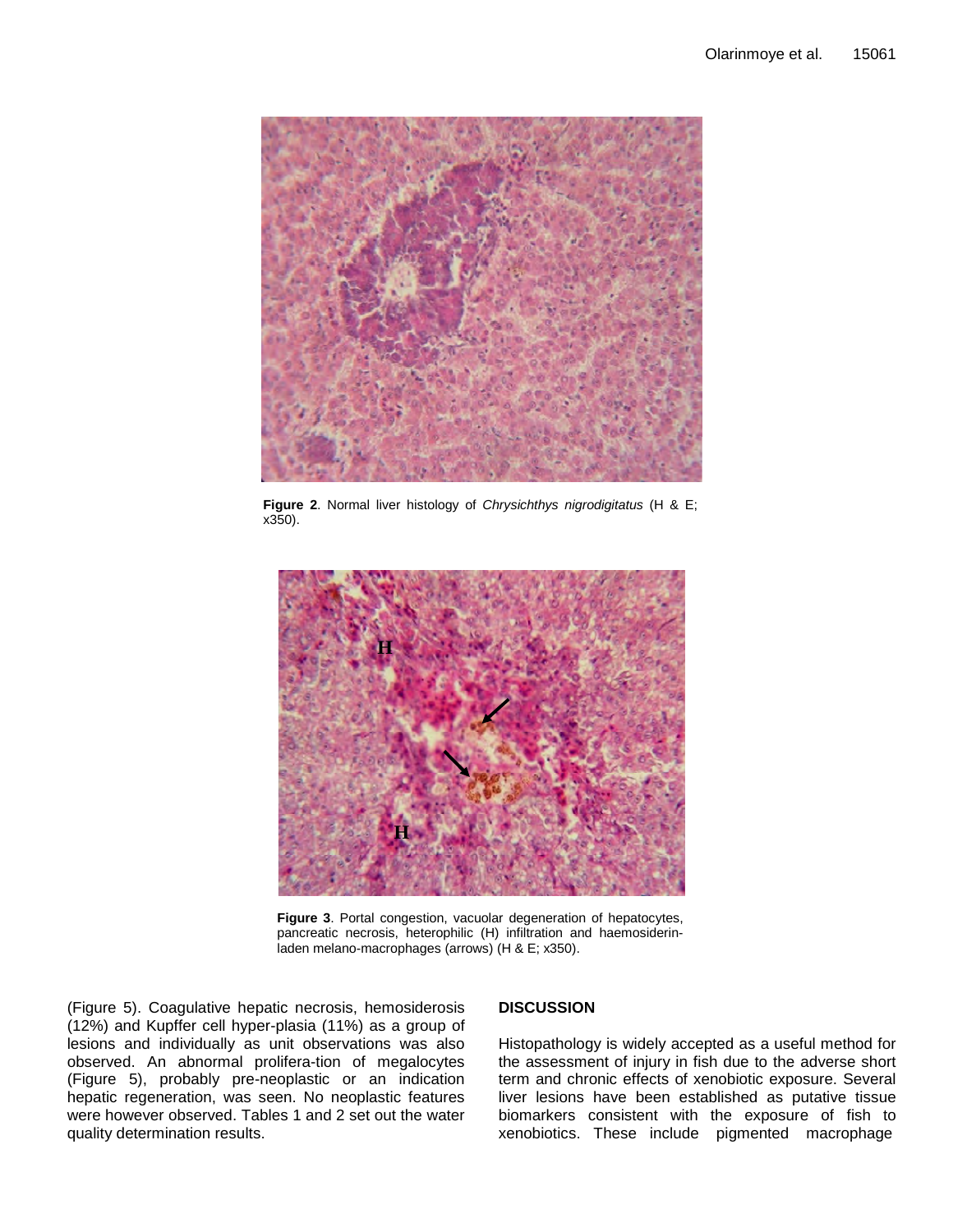**Figure 2**. Normal liver histology of *Chrysichthys nigrodigitatus* (H & E; x350).

**Figure 3**. Portal congestion, vacuolar degeneration of hepatocytes, pancreatic necrosis, heterophilic (H) infiltration and haemosiderin-laden melano-macrophages (arrows) (H & E; x350).

(Figure 5). Coagulative hepatic necrosis, hemosiderosis (12%) and Kupffer cell hyper-plasia (11%) as a group of lesions and individually as unit observations was also observed. An abnormal prolifera-tion of megalocytes (Figure 5), probably pre-neoplastic or an indication hepatic regeneration, was seen. No neoplastic features were however observed. Tables 1 and 2 set out the water quality determination results.

## DISCUSSION

Histopathology is widely accepted as a useful method for the assessment of injury in fish due to the adverse short term and chronic effects of xenobiotic exposure. Several liver lesions have been established as putative tissue biomarkers consistent with the exposure of fish to xenobiotics. These include pigmented macrophage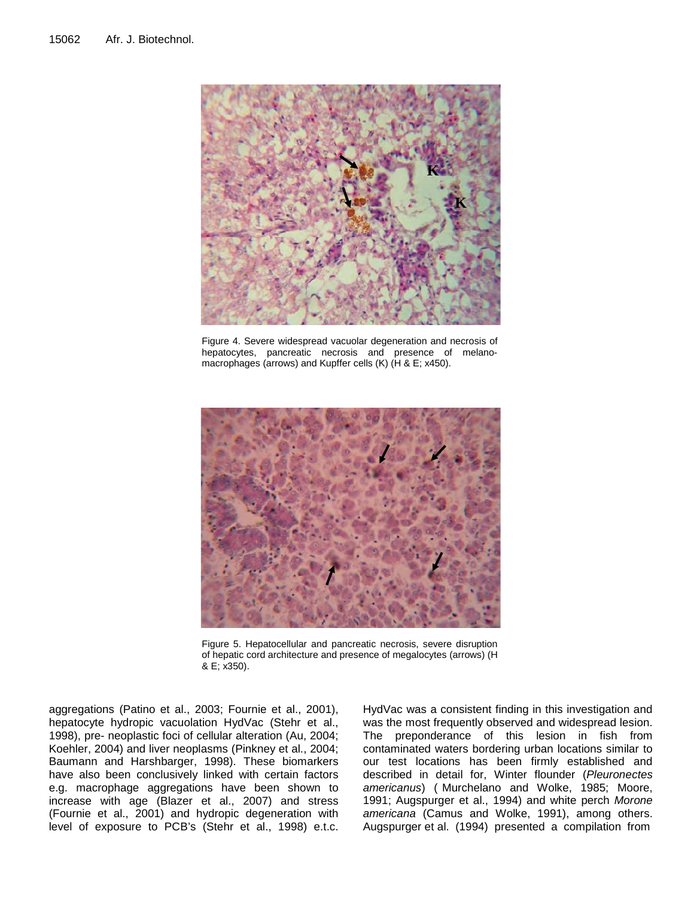Figure 4. Severe widespread vacuolar degeneration and necrosis of hepatocytes, pancreatic necrosis and presence of melano-macrophages (arrows) and Kupffer cells (K) (H & E; x450).

Figure 5. Hepatocellular and pancreatic necrosis, severe disruption of hepatic cord architecture and presence of megalocytes (arrows) (H & E; x350).

aggregations (Patino et al., 2003; Fournie et al., 2001), hepatocyte hydropic vacuolation HydVac (Stehr et al., 1998), pre- neoplastic foci of cellular alteration (Au, 2004; Koehler, 2004) and liver neoplasms (Pinkney et al., 2004; Baumann and Harshbarger, 1998). These biomarkers have also been conclusively linked with certain factors e.g. macrophage aggregations have been shown to increase with age (Blazer et al., 2007) and stress (Fournie et al., 2001) and hydropic degeneration with level of exposure to PCB's (Stehr et al., 1998) e.t.c.

HydVac was a consistent finding in this investigation and was the most frequently observed and widespread lesion. The preponderance of this lesion in fish from contaminated waters bordering urban locations similar to our test locations has been firmly established and described in detail for, Winter flounder (*Pleuronectes americanus*) ( Murchelano and Wolke, 1985; Moore, 1991; Augspurger et al., 1994) and white perch *Morone americana* (Camus and Wolke, 1991), among others. Augspurger et al. (1994) presented a compilation from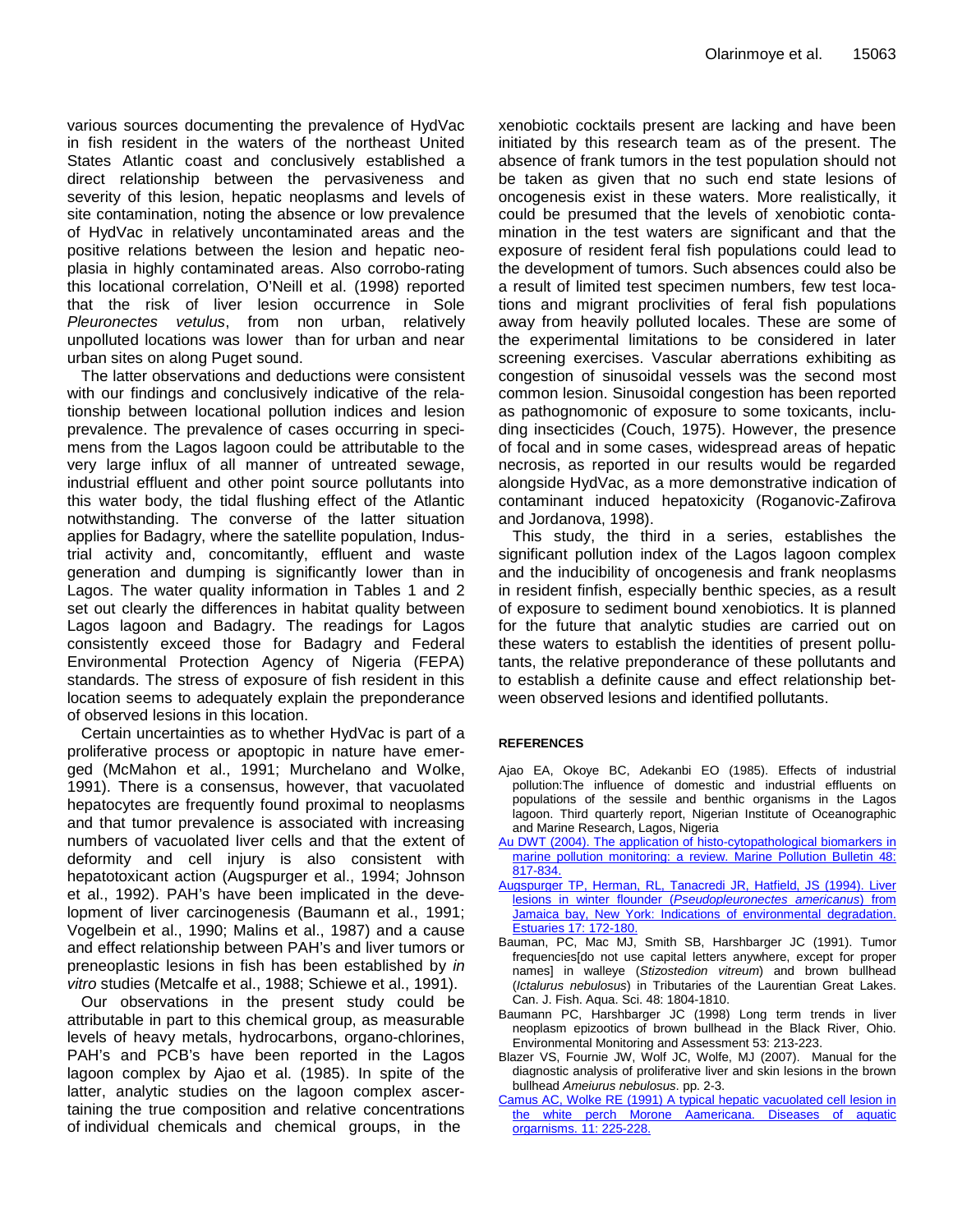various sources documenting the prevalence of HydVac in fish resident in the waters of the northeast United States Atlantic coast and conclusively established a direct relationship between the pervasiveness and severity of this lesion, hepatic neoplasms and levels of site contamination, noting the absence or low prevalence of HydVac in relatively uncontaminated areas and the positive relations between the lesion and hepatic neoplasia in highly contaminated areas. Also corrobo-rating this locational correlation, O'Neill et al. (1998) reported that the risk of liver lesion occurrence in Sole *Pleuronectes vetulus*, from non urban, relatively unpolluted locations was lower than for urban and near urban sites on along Puget sound.

The latter observations and deductions were consistent with our findings and conclusively indicative of the relationship between locational pollution indices and lesion prevalence. The prevalence of cases occurring in specimens from the Lagos lagoon could be attributable to the very large influx of all manner of untreated sewage, industrial effluent and other point source pollutants into this water body, the tidal flushing effect of the Atlantic notwithstanding. The converse of the latter situation applies for Badagry, where the satellite population, Industrial activity and, concomitantly, effluent and waste generation and dumping is significantly lower than in Lagos. The water quality information in Tables 1 and 2 set out clearly the differences in habitat quality between Lagos lagoon and Badagry. The readings for Lagos consistently exceed those for Badagry and Federal Environmental Protection Agency of Nigeria (FEPA) standards. The stress of exposure of fish resident in this location seems to adequately explain the preponderance of observed lesions in this location.

Certain uncertainties as to whether HydVac is part of a proliferative process or apoptopic in nature have emerged (McMahon et al., 1991; Murchelano and Wolke, 1991). There is a consensus, however, that vacuolated hepatocytes are frequently found proximal to neoplasms and that tumor prevalence is associated with increasing numbers of vacuolated liver cells and that the extent of deformity and cell injury is also consistent with hepatotoxicant action (Augspurger et al., 1994; Johnson et al., 1992). PAH's have been implicated in the development of liver carcinogenesis (Baumann et al., 1991; Vogelbein et al., 1990; Malins et al., 1987) and a cause and effect relationship between PAH's and liver tumors or preneoplastic lesions in fish has been established by *in vitro* studies (Metcalfe et al., 1988; Schiewe et al., 1991).

Our observations in the present study could be attributable in part to this chemical group, as measurable levels of heavy metals, hydrocarbons, organo-chlorines, PAH's and PCB's have been reported in the Lagos lagoon complex by Ajao et al. (1985). In spite of the latter, analytic studies on the lagoon complex ascertaining the true composition and relative concentrations of individual chemicals and chemical groups, in the xenobiotic cocktails present are lacking and have been initiated by this research team as of the present. The absence of frank tumors in the test population should not be taken as given that no such end state lesions of oncogenesis exist in these waters. More realistically, it could be presumed that the levels of xenobiotic contamination in the test waters are significant and that the exposure of resident feral fish populations could lead to the development of tumors. Such absences could also be a result of limited test specimen numbers, few test locations and migrant proclivities of feral fish populations away from heavily polluted locales. These are some of the experimental limitations to be considered in later screening exercises. Vascular aberrations exhibiting as congestion of sinusoidal vessels was the second most common lesion. Sinusoidal congestion has been reported as pathognomonic of exposure to some toxicants, including insecticides (Couch, 1975). However, the presence of focal and in some cases, widespread areas of hepatic necrosis, as reported in our results would be regarded alongside HydVac, as a more demonstrative indication of contaminant induced hepatoxicity (Roganovic-Zafirova and Jordanova, 1998).

This study, the third in a series, establishes the significant pollution index of the Lagos lagoon complex and the inducibility of oncogenesis and frank neoplasms in resident finfish, especially benthic species, as a result of exposure to sediment bound xenobiotics. It is planned for the future that analytic studies are carried out on these waters to establish the identities of present pollutants, the relative preponderance of these pollutants and to establish a definite cause and effect relationship between observed lesions and identified pollutants.

## REFERENCES

Ajao EA, Okoye BC, Adekanbi EO (1985). Effects of industrial pollution:The influence of domestic and industrial effluents on populations of the sessile and benthic organisms in the Lagos lagoon. Third quarterly report, Nigerian Institute of Oceanographic and Marine Research, Lagos, Nigeria

Au DWT (2004). The application of histo-cytopathological biomarkers in marine pollution monitoring: a review. Marine Pollution Bulletin 48: 817-834.

Augspurger TP, Herman, RL, Tanacredi JR, Hatfield, JS (1994). Liver lesions in winter flounder (*Pseudopleuronectes americanus*) from Jamaica bay, New York: Indications of environmental degradation. Estuaries 17: 172-180.

Bauman, PC, Mac MJ, Smith SB, Harshbarger JC (1991). Tumor frequencies[do not use capital letters anywhere, except for proper names] in walleye (*Stizostedion vitreum*) and brown bullhead (*Ictalurus nebulosus*) in Tributaries of the Laurentian Great Lakes. Can. J. Fish. Aqua. Sci. 48: 1804-1810.

Baumann PC, Harshbarger JC (1998) Long term trends in liver neoplasm epizootics of brown bullhead in the Black River, Ohio. Environmental Monitoring and Assessment 53: 213-223.

Blazer VS, Fournie JW, Wolf JC, Wolfe, MJ (2007). Manual for the diagnostic analysis of proliferative liver and skin lesions in the brown bullhead *Ameiurus nebulosus*. pp. 2-3.

Camus AC, Wolke RE (1991) A typical hepatic vacuolated cell lesion in the white perch Morone Aamericana. Diseases of aquatic orgarnisms. 11: 225-228.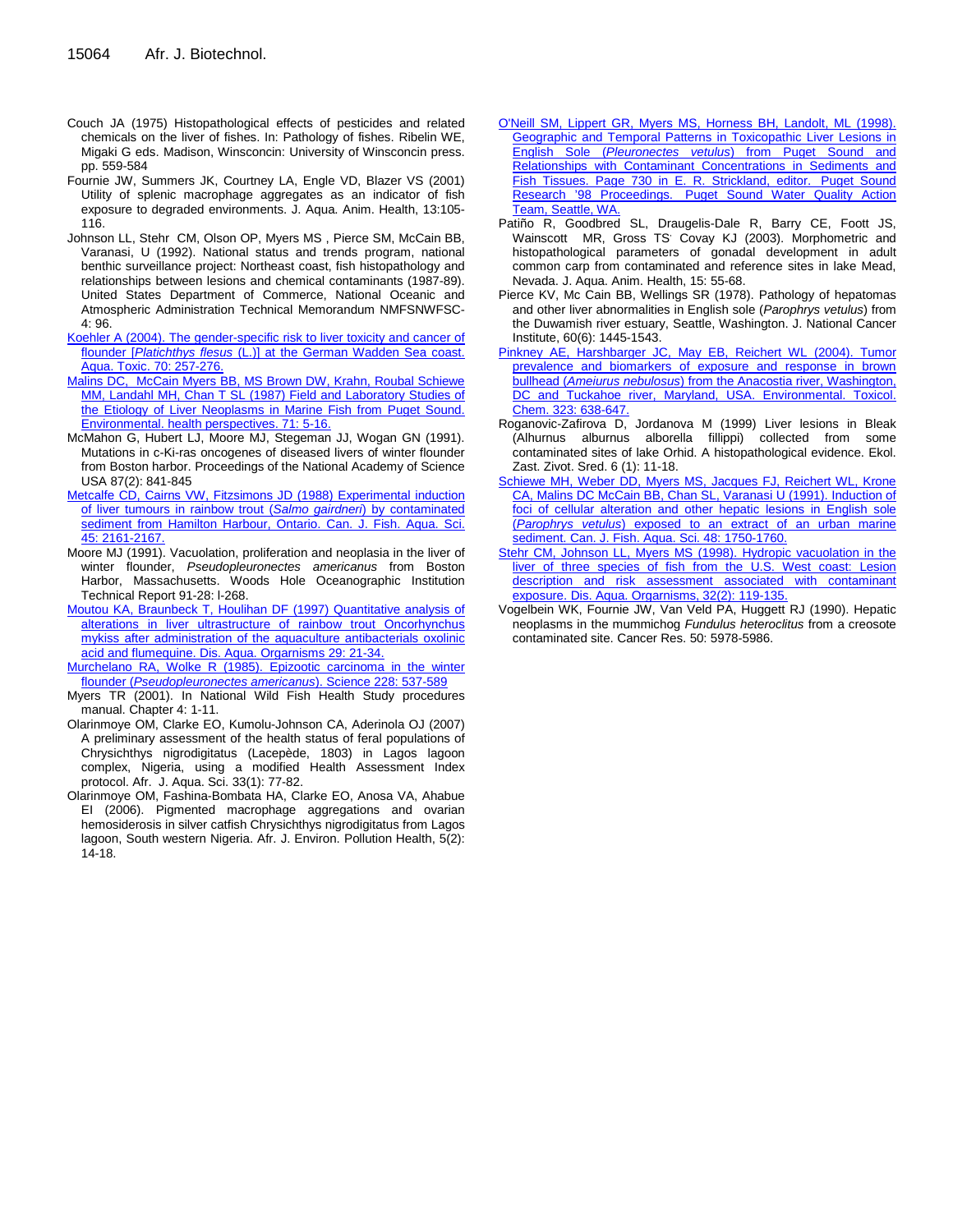Couch JA (1975) Histopathological effects of pesticides and related chemicals on the liver of fishes. In: Pathology of fishes. Ribelin WE, Migaki G eds. Madison, Winsconcin: University of Winsconcin press. pp. 559-584

Fournie JW, Summers JK, Courtney LA, Engle VD, Blazer VS (2001) Utility of splenic macrophage aggregates as an indicator of fish exposure to degraded environments. J. Aqua. Anim. Health, 13:105-116.

Johnson LL, Stehr CM, Olson OP, Myers MS , Pierce SM, McCain BB, Varanasi, U (1992). National status and trends program, national benthic surveillance project: Northeast coast, fish histopathology and relationships between lesions and chemical contaminants (1987-89). United States Department of Commerce, National Oceanic and Atmospheric Administration Technical Memorandum NMFSNWFSC-4: 96.

Koehler A (2004). The gender-specific risk to liver toxicity and cancer of flounder [*Platichthys flesus* (L.)] at the German Wadden Sea coast. Aqua. Toxic. 70: 257-276.

Malins DC, McCain Myers BB, MS Brown DW, Krahn, Roubal Schiewe MM, Landahl MH, Chan T SL (1987) Field and Laboratory Studies of the Etiology of Liver Neoplasms in Marine Fish from Puget Sound. Environmental. health perspectives. 71: 5-16.

McMahon G, Hubert LJ, Moore MJ, Stegeman JJ, Wogan GN (1991). Mutations in c-Ki-ras oncogenes of diseased livers of winter flounder from Boston harbor. Proceedings of the National Academy of Science USA 87(2): 841-845

Metcalfe CD, Cairns VW, Fitzsimons JD (1988) Experimental induction of liver tumours in rainbow trout (*Salmo gairdneri*) by contaminated sediment from Hamilton Harbour, Ontario. Can. J. Fish. Aqua. Sci. 45: 2161-2167.

Moore MJ (1991). Vacuolation, proliferation and neoplasia in the liver of winter flounder, *Pseudopleuronectes americanus* from Boston Harbor, Massachusetts. Woods Hole Oceanographic Institution Technical Report 91-28: l-268.

Moutou KA, Braunbeck T, Houlihan DF (1997) Quantitative analysis of alterations in liver ultrastructure of rainbow trout Oncorhynchus mykiss after administration of the aquaculture antibacterials oxolinic acid and flumequine. Dis. Aqua. Orgarnisms 29: 21-34.

Murchelano RA, Wolke R (1985). Epizootic carcinoma in the winter flounder (*Pseudopleuronectes americanus*). Science 228: 537-589

Myers TR (2001). In National Wild Fish Health Study procedures manual. Chapter 4: 1-11.

Olarinmoye OM, Clarke EO, Kumolu-Johnson CA, Aderinola OJ (2007) A preliminary assessment of the health status of feral populations of Chrysichthys nigrodigitatus (Lacepède, 1803) in Lagos lagoon complex, Nigeria, using a modified Health Assessment Index protocol. Afr. J. Aqua. Sci. 33(1): 77-82.

Olarinmoye OM, Fashina-Bombata HA, Clarke EO, Anosa VA, Ahabue EI (2006). Pigmented macrophage aggregations and ovarian hemosiderosis in silver catfish Chrysichthys nigrodigitatus from Lagos lagoon, South western Nigeria. Afr. J. Environ. Pollution Health, 5(2): 14-18.

O'Neill SM, Lippert GR, Myers MS, Horness BH, Landolt, ML (1998). Geographic and Temporal Patterns in Toxicopathic Liver Lesions in English Sole (*Pleuronectes vetulus*) from Puget Sound and Relationships with Contaminant Concentrations in Sediments and Fish Tissues. Page 730 in E. R. Strickland, editor. Puget Sound Research '98 Proceedings. Puget Sound Water Quality Action Team, Seattle, WA.

Patiño R, Goodbred SL, Draugelis-Dale R, Barry CE, Foott JS, Wainscott MR, Gross TS, Covay KJ (2003). Morphometric and histopathological parameters of gonadal development in adult common carp from contaminated and reference sites in lake Mead, Nevada. J. Aqua. Anim. Health, 15: 55-68.

Pierce KV, Mc Cain BB, Wellings SR (1978). Pathology of hepatomas and other liver abnormalities in English sole (*Parophrys vetulus*) from the Duwamish river estuary, Seattle, Washington. J. National Cancer Institute, 60(6): 1445-1543.

Pinkney AE, Harshbarger JC, May EB, Reichert WL (2004). Tumor prevalence and biomarkers of exposure and response in brown bullhead (*Ameiurus nebulosus*) from the Anacostia river, Washington, DC and Tuckahoe river, Maryland, USA. Environmental. Toxicol. Chem. 323: 638-647.

Roganovic-Zafirova D, Jordanova M (1999) Liver lesions in Bleak (Alhurnus alburnus alborella fillippi) collected from some contaminated sites of lake Orhid. A histopathological evidence. Ekol. Zast. Zivot. Sred. 6 (1): 11-18.

Schiewe MH, Weber DD, Myers MS, Jacques FJ, Reichert WL, Krone CA, Malins DC McCain BB, Chan SL, Varanasi U (1991). Induction of foci of cellular alteration and other hepatic lesions in English sole (*Parophrys vetulus*) exposed to an extract of an urban marine sediment. Can. J. Fish. Aqua. Sci. 48: 1750-1760.

Stehr CM, Johnson LL, Myers MS (1998). Hydropic vacuolation in the liver of three species of fish from the U.S. West coast: Lesion description and risk assessment associated with contaminant exposure. Dis. Aqua. Orgarnisms, 32(2): 119-135.

Vogelbein WK, Fournie JW, Van Veld PA, Huggett RJ (1990). Hepatic neoplasms in the mummichog *Fundulus heteroclitus* from a creosote contaminated site. Cancer Res. 50: 5978-5986.